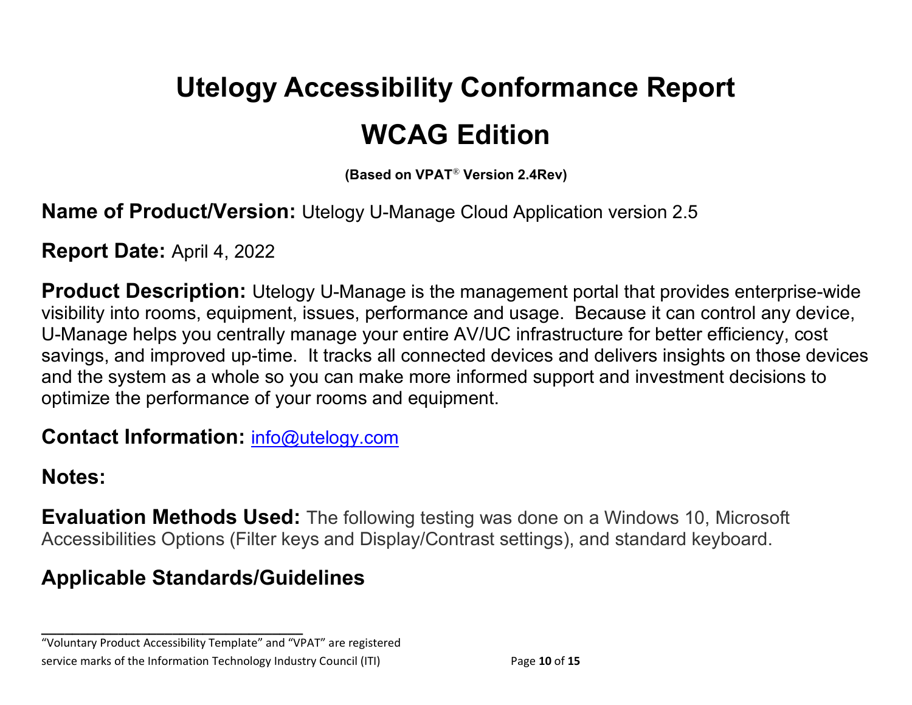# Utelogy Accessibility Conformance Report

# WCAG Edition

**(Based on VPAT® Version 2.4Rev)**

**Name of Product/Version:** Utelogy U-Manage Cloud Application version 2.5

**Report Date:** April 4, 2022

**Product Description:** Utelogy U-Manage is the management portal that provides enterprise-wide visibility into rooms, equipment, issues, performance and usage. Because it can control any device, U-Manage helps you centrally manage your entire AV/UC infrastructure for better efficiency, cost savings, and improved up-time. It tracks all connected devices and delivers insights on those devices and the system as a whole so you can make more informed support and investment decisions to optimize the performance of your rooms and equipment.

**Contact Information:** [info@utelogy.com](mailto:info@utelogy.com)

**Notes:**

**Evaluation Methods Used:** The following testing was done on a Windows 10, Microsoft Accessibilities Options (Filter keys and Display/Contrast settings), and standard keyboard.

## Applicable Standards/Guidelines

---

"Voluntary Product Accessibility Template" and "VPAT" are registered service marks of the Information Technology Industry Council (ITI)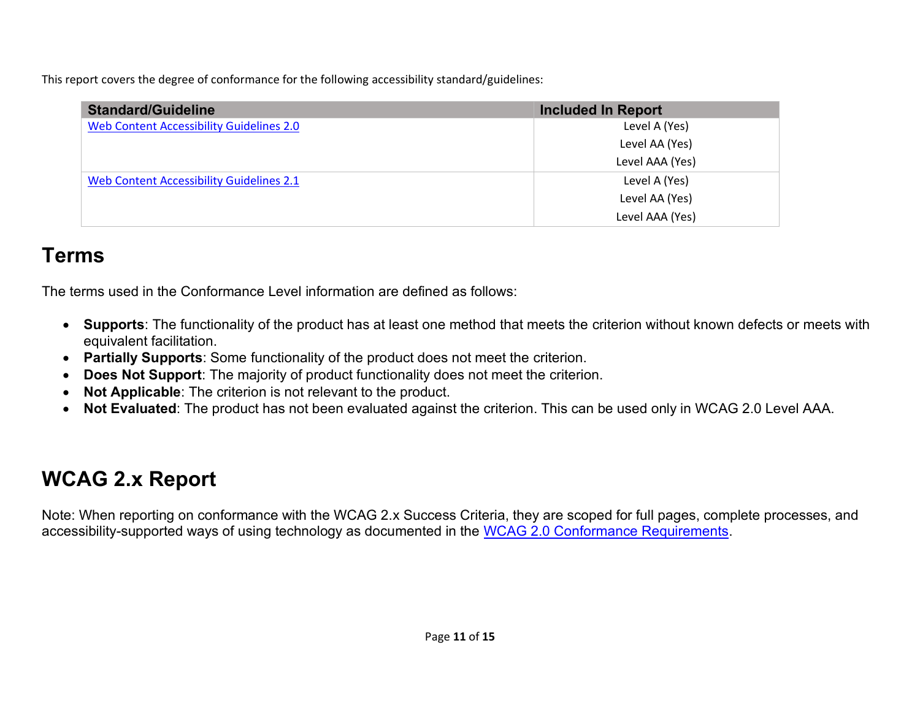This report covers the degree of conformance for the following accessibility standard/guidelines:

| Standard/Guideline | Included In Report |
| --- | --- |
| [Web Content Accessibility Guidelines 2.0]() | Level A (Yes)<br>Level AA (Yes)<br>Level AAA (Yes) |
| [Web Content Accessibility Guidelines 2.1]() | Level A (Yes)<br>Level AA (Yes)<br>Level AAA (Yes) |

## Terms

The terms used in the Conformance Level information are defined as follows:

- **Supports**: The functionality of the product has at least one method that meets the criterion without known defects or meets with equivalent facilitation.
- **Partially Supports**: Some functionality of the product does not meet the criterion.
- **Does Not Support**: The majority of product functionality does not meet the criterion.
- **Not Applicable**: The criterion is not relevant to the product.
- **Not Evaluated**: The product has not been evaluated against the criterion. This can be used only in WCAG 2.0 Level AAA.

## WCAG 2.x Report

Note: When reporting on conformance with the WCAG 2.x Success Criteria, they are scoped for full pages, complete processes, and accessibility-supported ways of using technology as documented in the [WCAG 2.0 Conformance Requirements]().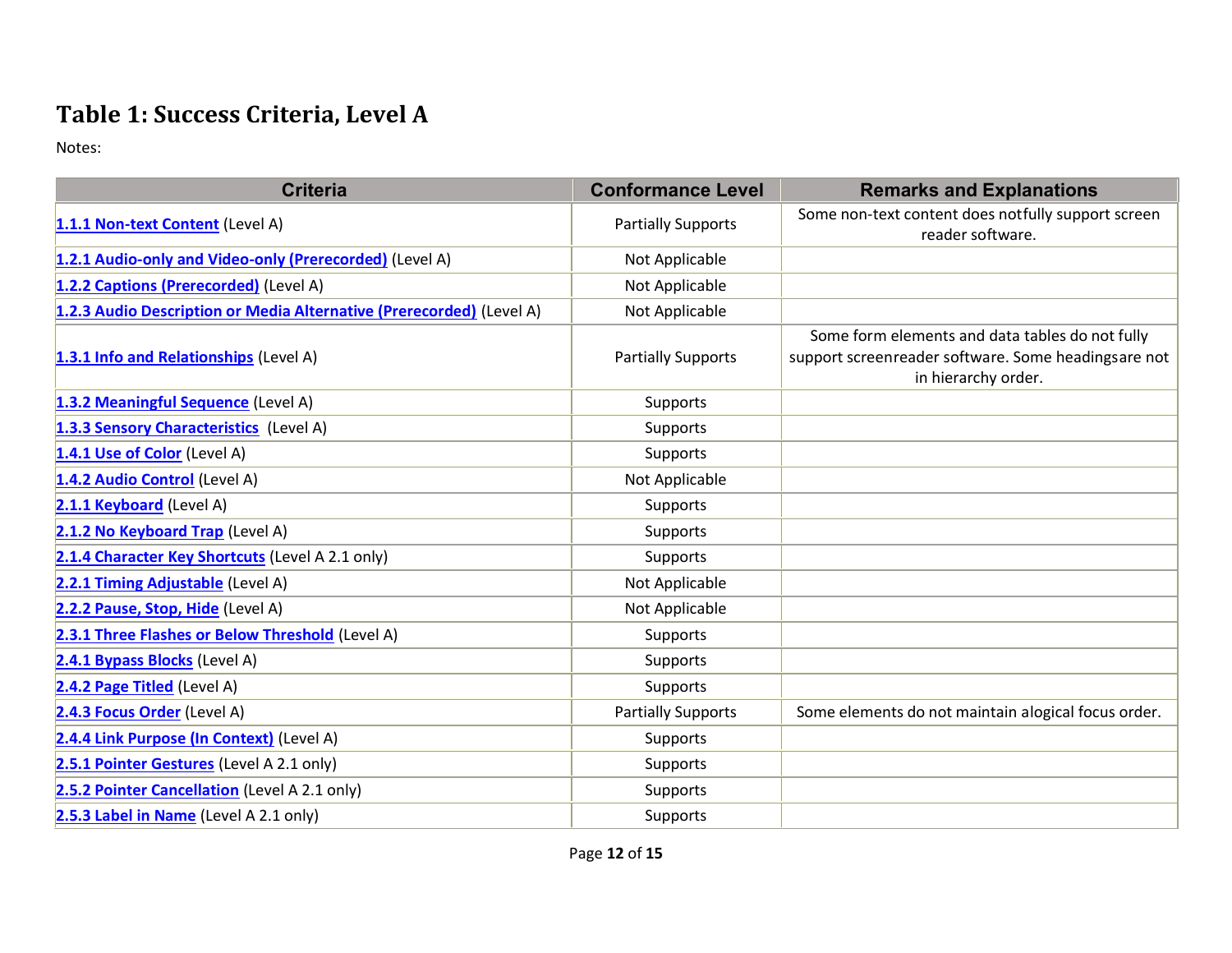## Table 1: Success Criteria, Level A

Notes:

| Criteria | Conformance Level | Remarks and Explanations |
|---|---|---|
| 1.1.1 Non-text Content (Level A) | Partially Supports | Some non-text content does notfully support screen reader software. |
| 1.2.1 Audio-only and Video-only (Prerecorded) (Level A) | Not Applicable | |
| 1.2.2 Captions (Prerecorded) (Level A) | Not Applicable | |
| 1.2.3 Audio Description or Media Alternative (Prerecorded) (Level A) | Not Applicable | |
| 1.3.1 Info and Relationships (Level A) | Partially Supports | Some form elements and data tables do not fully support screenreader software. Some headingsare not in hierarchy order. |
| 1.3.2 Meaningful Sequence (Level A) | Supports | |
| 1.3.3 Sensory Characteristics (Level A) | Supports | |
| 1.4.1 Use of Color (Level A) | Supports | |
| 1.4.2 Audio Control (Level A) | Not Applicable | |
| 2.1.1 Keyboard (Level A) | Supports | |
| 2.1.2 No Keyboard Trap (Level A) | Supports | |
| 2.1.4 Character Key Shortcuts (Level A 2.1 only) | Supports | |
| 2.2.1 Timing Adjustable (Level A) | Not Applicable | |
| 2.2.2 Pause, Stop, Hide (Level A) | Not Applicable | |
| 2.3.1 Three Flashes or Below Threshold (Level A) | Supports | |
| 2.4.1 Bypass Blocks (Level A) | Supports | |
| 2.4.2 Page Titled (Level A) | Supports | |
| 2.4.3 Focus Order (Level A) | Partially Supports | Some elements do not maintain alogical focus order. |
| 2.4.4 Link Purpose (In Context) (Level A) | Supports | |
| 2.5.1 Pointer Gestures (Level A 2.1 only) | Supports | |
| 2.5.2 Pointer Cancellation (Level A 2.1 only) | Supports | |
| 2.5.3 Label in Name (Level A 2.1 only) | Supports | |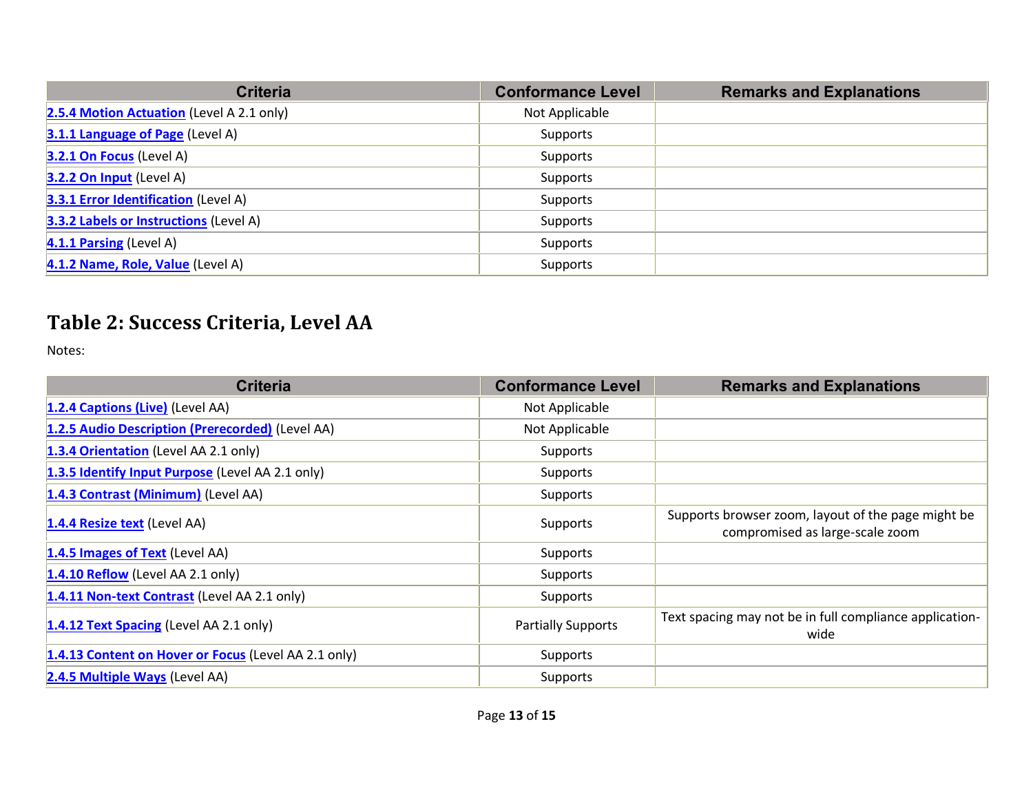| Criteria | Conformance Level | Remarks and Explanations |
| --- | --- | --- |
| 2.5.4 Motion Actuation (Level A 2.1 only) | Not Applicable | |
| 3.1.1 Language of Page (Level A) | Supports | |
| 3.2.1 On Focus (Level A) | Supports | |
| 3.2.2 On Input (Level A) | Supports | |
| 3.3.1 Error Identification (Level A) | Supports | |
| 3.3.2 Labels or Instructions (Level A) | Supports | |
| 4.1.1 Parsing (Level A) | Supports | |
| 4.1.2 Name, Role, Value (Level A) | Supports | |

## Table 2: Success Criteria, Level AA

Notes:

| Criteria | Conformance Level | Remarks and Explanations |
| --- | --- | --- |
| 1.2.4 Captions (Live) (Level AA) | Not Applicable | |
| 1.2.5 Audio Description (Prerecorded) (Level AA) | Not Applicable | |
| 1.3.4 Orientation (Level AA 2.1 only) | Supports | |
| 1.3.5 Identify Input Purpose (Level AA 2.1 only) | Supports | |
| 1.4.3 Contrast (Minimum) (Level AA) | Supports | |
| 1.4.4 Resize text (Level AA) | Supports | Supports browser zoom, layout of the page might be compromised as large-scale zoom |
| 1.4.5 Images of Text (Level AA) | Supports | |
| 1.4.10 Reflow (Level AA 2.1 only) | Supports | |
| 1.4.11 Non-text Contrast (Level AA 2.1 only) | Supports | |
| 1.4.12 Text Spacing (Level AA 2.1 only) | Partially Supports | Text spacing may not be in full compliance application-wide |
| 1.4.13 Content on Hover or Focus (Level AA 2.1 only) | Supports | |
| 2.4.5 Multiple Ways (Level AA) | Supports | |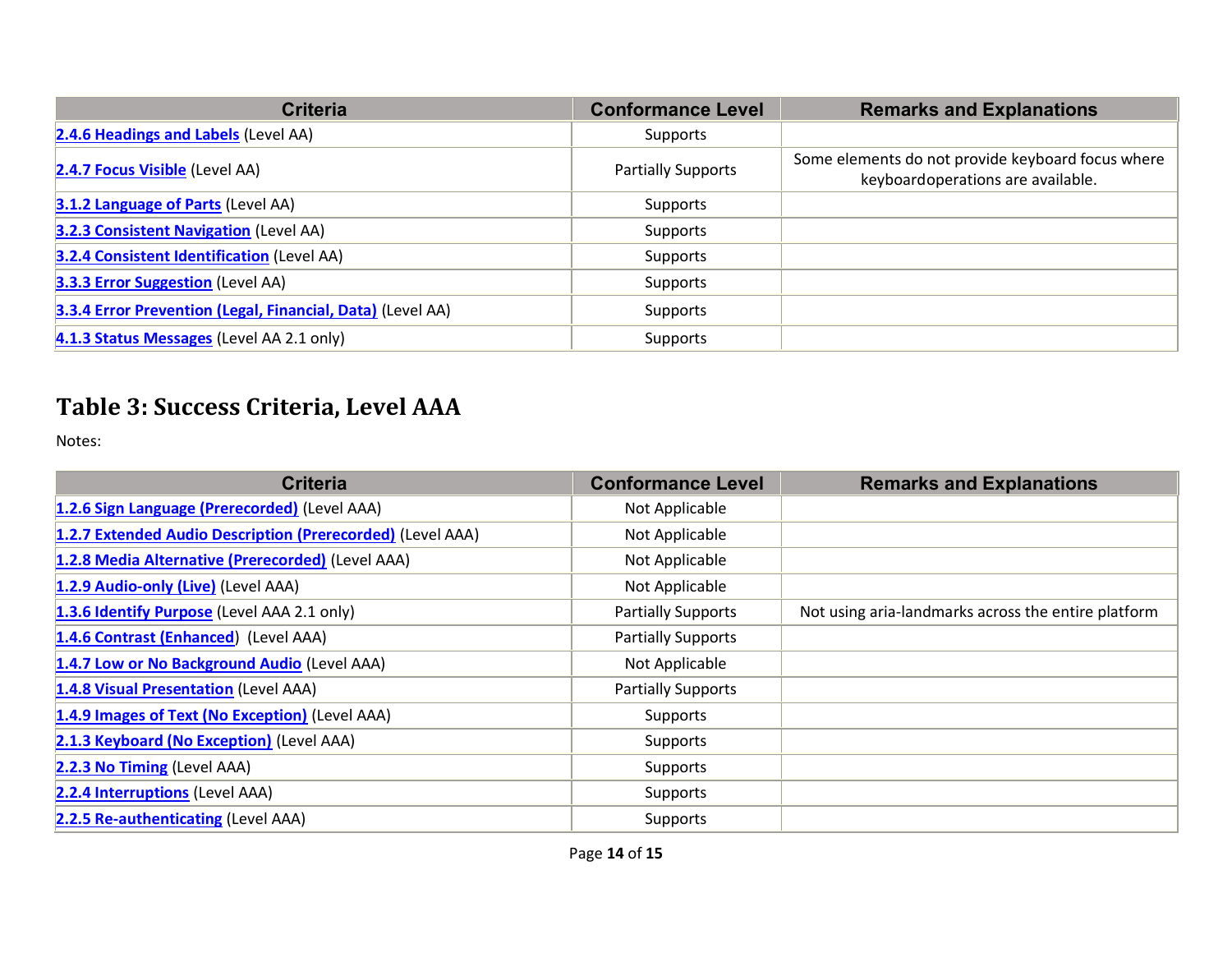| Criteria | Conformance Level | Remarks and Explanations |
|---|---|---|
| [2.4.6 Headings and Labels]() (Level AA) | Supports | |
| [2.4.7 Focus Visible]() (Level AA) | Partially Supports | Some elements do not provide keyboard focus where keyboardoperations are available. |
| [3.1.2 Language of Parts]() (Level AA) | Supports | |
| [3.2.3 Consistent Navigation]() (Level AA) | Supports | |
| [3.2.4 Consistent Identification]() (Level AA) | Supports | |
| [3.3.3 Error Suggestion]() (Level AA) | Supports | |
| [3.3.4 Error Prevention (Legal, Financial, Data)]() (Level AA) | Supports | |
| [4.1.3 Status Messages]() (Level AA 2.1 only) | Supports | |

## Table 3: Success Criteria, Level AAA

Notes:

| Criteria | Conformance Level | Remarks and Explanations |
|---|---|---|
| [1.2.6 Sign Language (Prerecorded)]() (Level AAA) | Not Applicable | |
| [1.2.7 Extended Audio Description (Prerecorded)]() (Level AAA) | Not Applicable | |
| [1.2.8 Media Alternative (Prerecorded)]() (Level AAA) | Not Applicable | |
| [1.2.9 Audio-only (Live)]() (Level AAA) | Not Applicable | |
| [1.3.6 Identify Purpose]() (Level AAA 2.1 only) | Partially Supports | Not using aria-landmarks across the entire platform |
| [1.4.6 Contrast (Enhanced]()) (Level AAA) | Partially Supports | |
| [1.4.7 Low or No Background Audio]() (Level AAA) | Not Applicable | |
| [1.4.8 Visual Presentation]() (Level AAA) | Partially Supports | |
| [1.4.9 Images of Text (No Exception)]() (Level AAA) | Supports | |
| [2.1.3 Keyboard (No Exception)]() (Level AAA) | Supports | |
| [2.2.3 No Timing]() (Level AAA) | Supports | |
| [2.2.4 Interruptions]() (Level AAA) | Supports | |
| [2.2.5 Re-authenticating]() (Level AAA) | Supports | |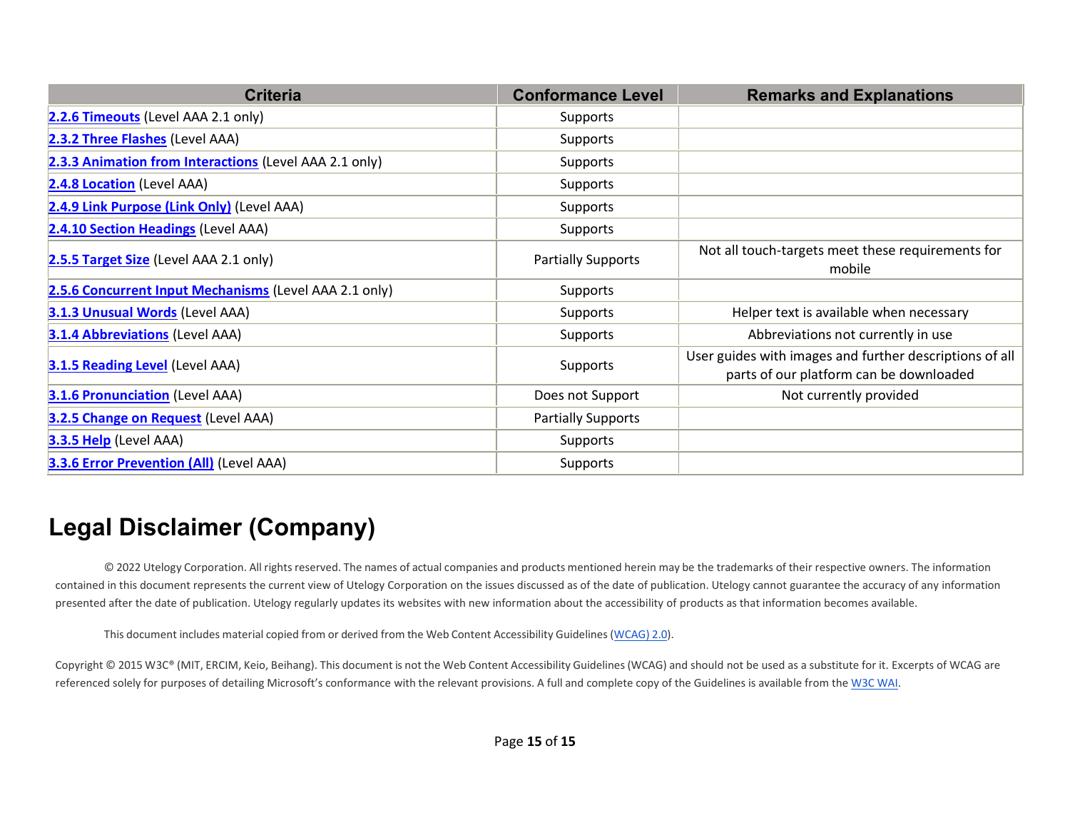| Criteria | Conformance Level | Remarks and Explanations |
|---|---|---|
| **2.2.6 Timeouts** (Level AAA 2.1 only) | Supports | |
| **2.3.2 Three Flashes** (Level AAA) | Supports | |
| **2.3.3 Animation from Interactions** (Level AAA 2.1 only) | Supports | |
| **2.4.8 Location** (Level AAA) | Supports | |
| **2.4.9 Link Purpose (Link Only)** (Level AAA) | Supports | |
| **2.4.10 Section Headings** (Level AAA) | Supports | |
| **2.5.5 Target Size** (Level AAA 2.1 only) | Partially Supports | Not all touch-targets meet these requirements for mobile |
| **2.5.6 Concurrent Input Mechanisms** (Level AAA 2.1 only) | Supports | |
| **3.1.3 Unusual Words** (Level AAA) | Supports | Helper text is available when necessary |
| **3.1.4 Abbreviations** (Level AAA) | Supports | Abbreviations not currently in use |
| **3.1.5 Reading Level** (Level AAA) | Supports | User guides with images and further descriptions of all parts of our platform can be downloaded |
| **3.1.6 Pronunciation** (Level AAA) | Does not Support | Not currently provided |
| **3.2.5 Change on Request** (Level AAA) | Partially Supports | |
| **3.3.5 Help** (Level AAA) | Supports | |
| **3.3.6 Error Prevention (All)** (Level AAA) | Supports | |

## Legal Disclaimer (Company)

© 2022 Utelogy Corporation. All rights reserved. The names of actual companies and products mentioned herein may be the trademarks of their respective owners. The information contained in this document represents the current view of Utelogy Corporation on the issues discussed as of the date of publication. Utelogy cannot guarantee the accuracy of any information presented after the date of publication. Utelogy regularly updates its websites with new information about the accessibility of products as that information becomes available.

This document includes material copied from or derived from the Web Content Accessibility Guidelines (WCAG) 2.0).

Copyright © 2015 W3C® (MIT, ERCIM, Keio, Beihang). This document is not the Web Content Accessibility Guidelines (WCAG) and should not be used as a substitute for it. Excerpts of WCAG are referenced solely for purposes of detailing Microsoft's conformance with the relevant provisions. A full and complete copy of the Guidelines is available from the W3C WAI.